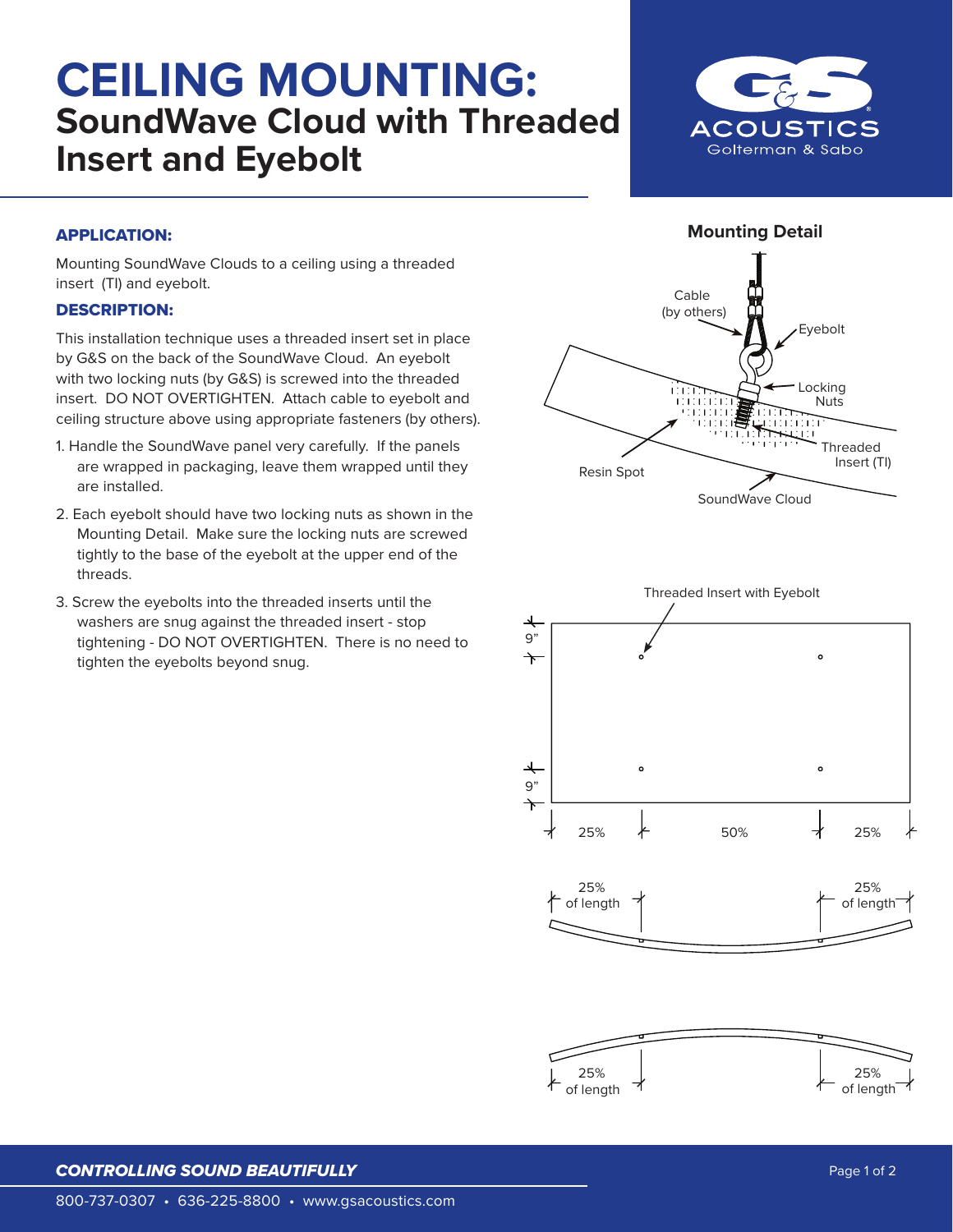# CEILING MOUNTING:
## SoundWave Cloud with Threaded Insert and Eyebolt

### APPLICATION:

Mounting SoundWave Clouds to a ceiling using a threaded insert (TI) and eyebolt.

### DESCRIPTION:

This installation technique uses a threaded insert set in place by G&S on the back of the SoundWave Cloud. An eyebolt with two locking nuts (by G&S) is screwed into the threaded insert. DO NOT OVERTIGHTEN. Attach cable to eyebolt and ceiling structure above using appropriate fasteners (by others).

1. Handle the SoundWave panel very carefully. If the panels are wrapped in packaging, leave them wrapped until they are installed.
2. Each eyebolt should have two locking nuts as shown in the Mounting Detail. Make sure the locking nuts are screwed tightly to the base of the eyebolt at the upper end of the threads.
3. Screw the eyebolts into the threaded inserts until the washers are snug against the threaded insert - stop tightening - DO NOT OVERTIGHTEN. There is no need to tighten the eyebolts beyond snug.

**Mounting Detail**

Cable (by others)

Eyebolt

Locking Nuts

Threaded Insert (TI)

Resin Spot

SoundWave Cloud

Threaded Insert with Eyebolt

9”

9”

25% 50% 25%

25% of length 25% of length

25% of length 25% of length

***CONTROLLING SOUND BEAUTIFULLY***

800-737-0307 • 636-225-8800 • www.gsacoustics.com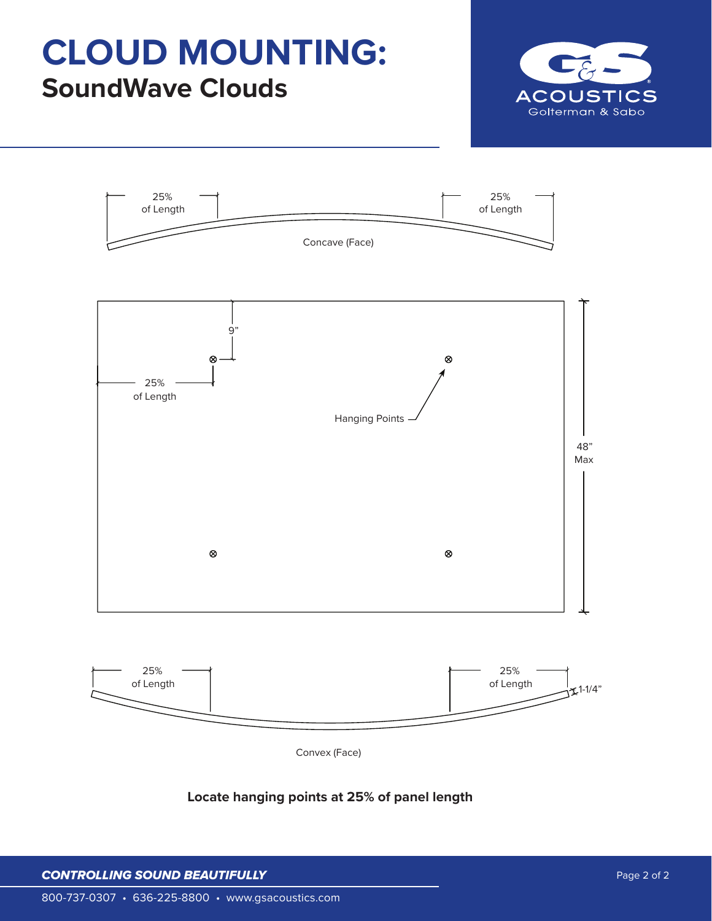# CLOUD MOUNTING:
## SoundWave Clouds

ACOUSTICS
Golterman & Sabo

25% of Length
25% of Length
Concave (Face)

9"
25% of Length
Hanging Points
48" Max

25% of Length
25% of Length
1-1/4"
Convex (Face)

**Locate hanging points at 25% of panel length**

***CONTROLLING SOUND BEAUTIFULLY***

800-737-0307 • 636-225-8800 • www.gsacoustics.com